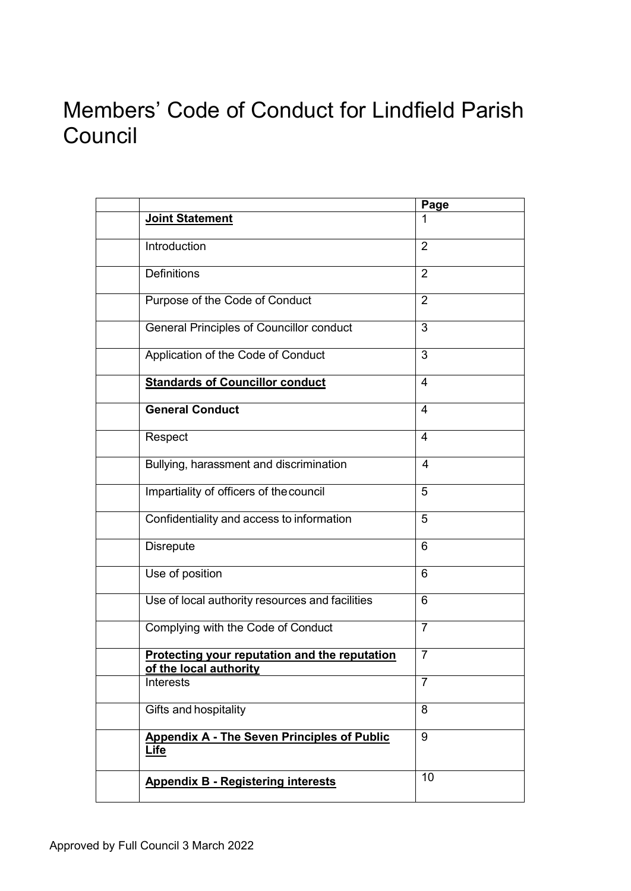# Members' Code of Conduct for Lindfield Parish Council

| | | Page |
|---|---|---|
| | **Joint Statement** | 1 |
| | Introduction | 2 |
| | Definitions | 2 |
| | Purpose of the Code of Conduct | 2 |
| | General Principles of Councillor conduct | 3 |
| | Application of the Code of Conduct | 3 |
| | **Standards of Councillor conduct** | 4 |
| | **General Conduct** | 4 |
| | Respect | 4 |
| | Bullying, harassment and discrimination | 4 |
| | Impartiality of officers of the council | 5 |
| | Confidentiality and access to information | 5 |
| | Disrepute | 6 |
| | Use of position | 6 |
| | Use of local authority resources and facilities | 6 |
| | Complying with the Code of Conduct | 7 |
| | **Protecting your reputation and the reputation of the local authority** | 7 |
| | Interests | 7 |
| | Gifts and hospitality | 8 |
| | **Appendix A - The Seven Principles of Public Life** | 9 |
| | **Appendix B - Registering interests** | 10 |

Approved by Full Council 3 March 2022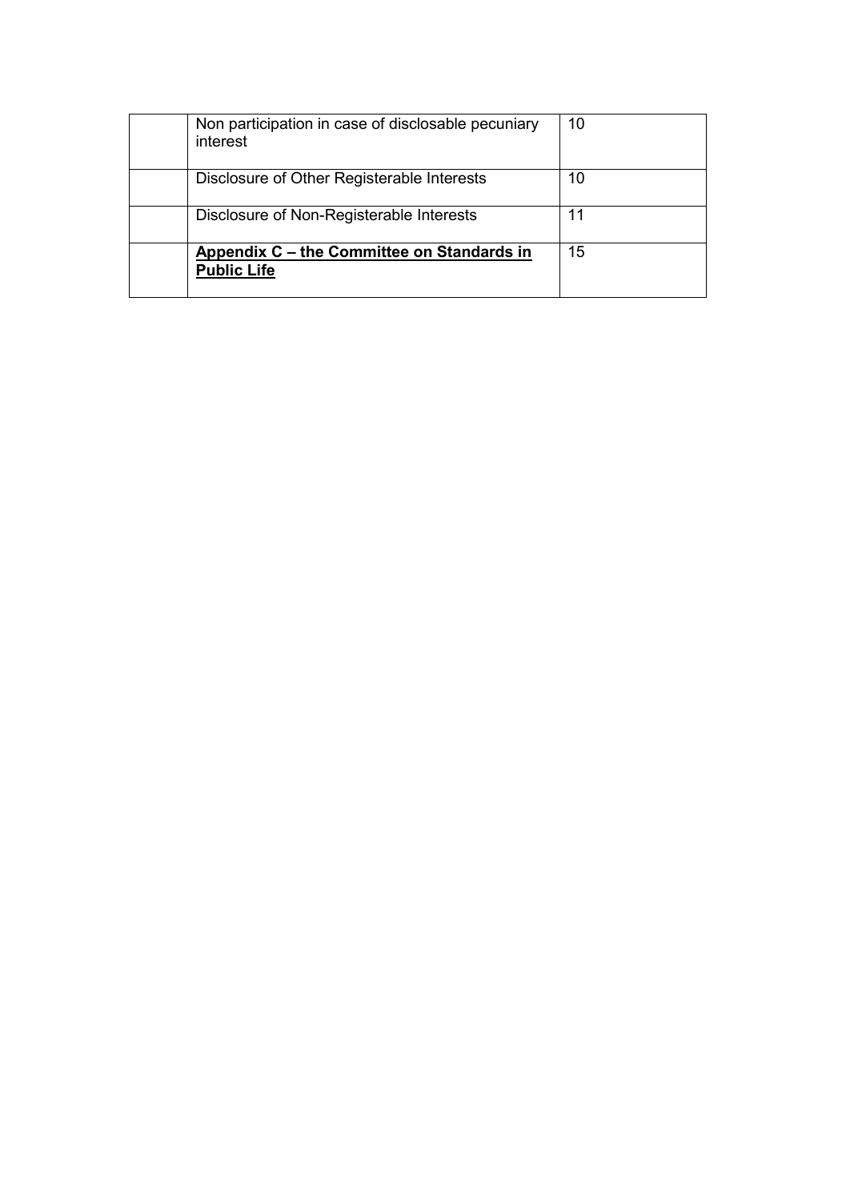| | | |
|---|---|---|
| | Non participation in case of disclosable pecuniary interest | 10 |
| | Disclosure of Other Registerable Interests | 10 |
| | Disclosure of Non-Registerable Interests | 11 |
| | **Appendix C – the Committee on Standards in Public Life** | 15 |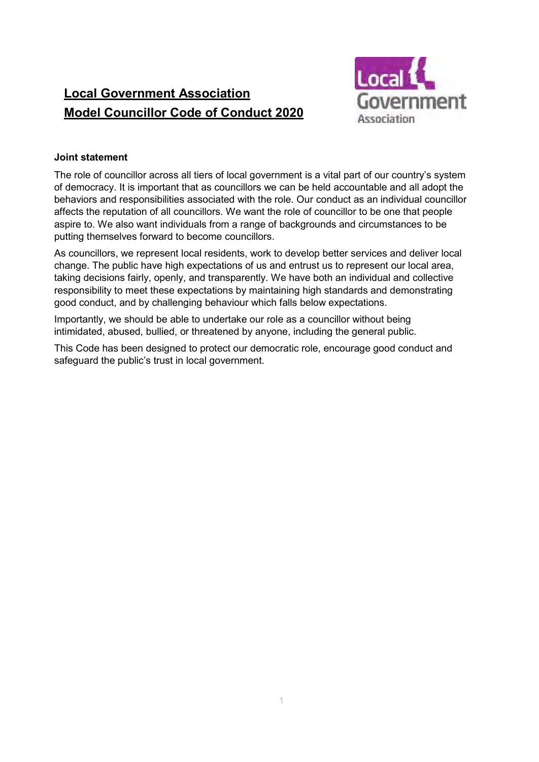# Local Government Association Model Councillor Code of Conduct 2020

**Joint statement**

The role of councillor across all tiers of local government is a vital part of our country's system of democracy. It is important that as councillors we can be held accountable and all adopt the behaviors and responsibilities associated with the role. Our conduct as an individual councillor affects the reputation of all councillors. We want the role of councillor to be one that people aspire to. We also want individuals from a range of backgrounds and circumstances to be putting themselves forward to become councillors.

As councillors, we represent local residents, work to develop better services and deliver local change. The public have high expectations of us and entrust us to represent our local area, taking decisions fairly, openly, and transparently. We have both an individual and collective responsibility to meet these expectations by maintaining high standards and demonstrating good conduct, and by challenging behaviour which falls below expectations.

Importantly, we should be able to undertake our role as a councillor without being intimidated, abused, bullied, or threatened by anyone, including the general public.

This Code has been designed to protect our democratic role, encourage good conduct and safeguard the public's trust in local government.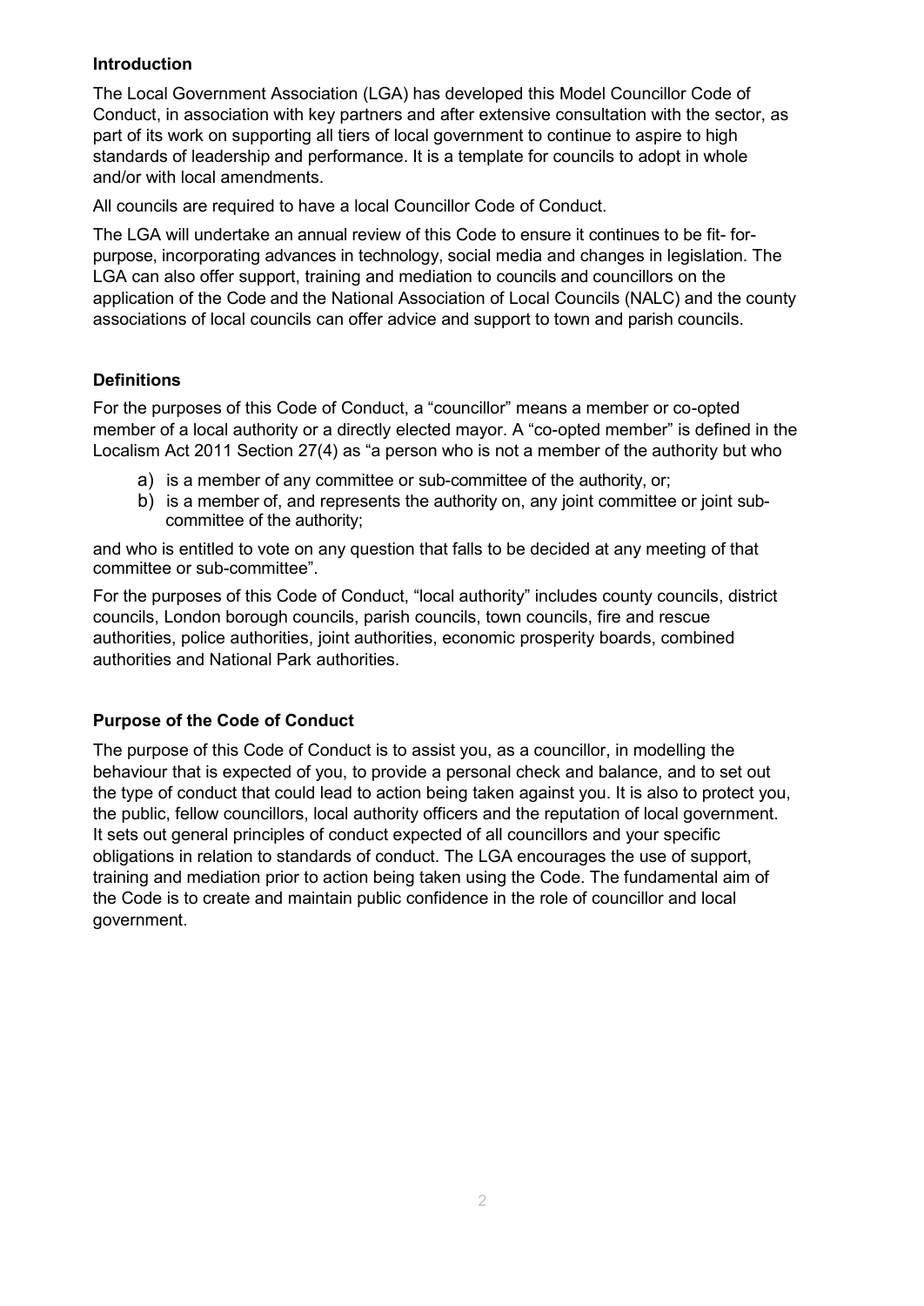### Introduction

The Local Government Association (LGA) has developed this Model Councillor Code of Conduct, in association with key partners and after extensive consultation with the sector, as part of its work on supporting all tiers of local government to continue to aspire to high standards of leadership and performance. It is a template for councils to adopt in whole and/or with local amendments.

All councils are required to have a local Councillor Code of Conduct.

The LGA will undertake an annual review of this Code to ensure it continues to be fit- for-purpose, incorporating advances in technology, social media and changes in legislation. The LGA can also offer support, training and mediation to councils and councillors on the application of the Code and the National Association of Local Councils (NALC) and the county associations of local councils can offer advice and support to town and parish councils.

### Definitions

For the purposes of this Code of Conduct, a "councillor" means a member or co-opted member of a local authority or a directly elected mayor. A "co-opted member" is defined in the Localism Act 2011 Section 27(4) as "a person who is not a member of the authority but who

a) is a member of any committee or sub-committee of the authority, or;
b) is a member of, and represents the authority on, any joint committee or joint sub-committee of the authority;

and who is entitled to vote on any question that falls to be decided at any meeting of that committee or sub-committee".

For the purposes of this Code of Conduct, "local authority" includes county councils, district councils, London borough councils, parish councils, town councils, fire and rescue authorities, police authorities, joint authorities, economic prosperity boards, combined authorities and National Park authorities.

### Purpose of the Code of Conduct

The purpose of this Code of Conduct is to assist you, as a councillor, in modelling the behaviour that is expected of you, to provide a personal check and balance, and to set out the type of conduct that could lead to action being taken against you. It is also to protect you, the public, fellow councillors, local authority officers and the reputation of local government. It sets out general principles of conduct expected of all councillors and your specific obligations in relation to standards of conduct. The LGA encourages the use of support, training and mediation prior to action being taken using the Code. The fundamental aim of the Code is to create and maintain public confidence in the role of councillor and local government.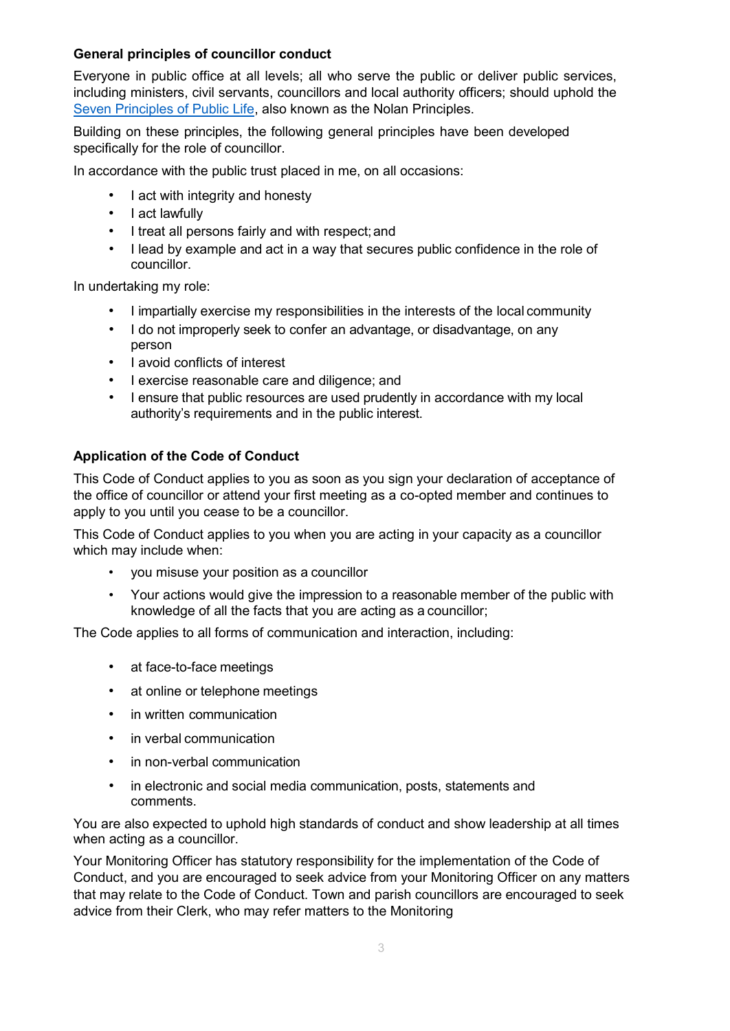### General principles of councillor conduct

Everyone in public office at all levels; all who serve the public or deliver public services, including ministers, civil servants, councillors and local authority officers; should uphold the [Seven Principles of Public Life](), also known as the Nolan Principles.

Building on these principles, the following general principles have been developed specifically for the role of councillor.

In accordance with the public trust placed in me, on all occasions:

- I act with integrity and honesty
- I act lawfully
- I treat all persons fairly and with respect; and
- I lead by example and act in a way that secures public confidence in the role of councillor.

In undertaking my role:

- I impartially exercise my responsibilities in the interests of the local community
- I do not improperly seek to confer an advantage, or disadvantage, on any person
- I avoid conflicts of interest
- I exercise reasonable care and diligence; and
- I ensure that public resources are used prudently in accordance with my local authority's requirements and in the public interest.

### Application of the Code of Conduct

This Code of Conduct applies to you as soon as you sign your declaration of acceptance of the office of councillor or attend your first meeting as a co-opted member and continues to apply to you until you cease to be a councillor.

This Code of Conduct applies to you when you are acting in your capacity as a councillor which may include when:

- you misuse your position as a councillor
- Your actions would give the impression to a reasonable member of the public with knowledge of all the facts that you are acting as a councillor;

The Code applies to all forms of communication and interaction, including:

- at face-to-face meetings
- at online or telephone meetings
- in written communication
- in verbal communication
- in non-verbal communication
- in electronic and social media communication, posts, statements and comments.

You are also expected to uphold high standards of conduct and show leadership at all times when acting as a councillor.

Your Monitoring Officer has statutory responsibility for the implementation of the Code of Conduct, and you are encouraged to seek advice from your Monitoring Officer on any matters that may relate to the Code of Conduct. Town and parish councillors are encouraged to seek advice from their Clerk, who may refer matters to the Monitoring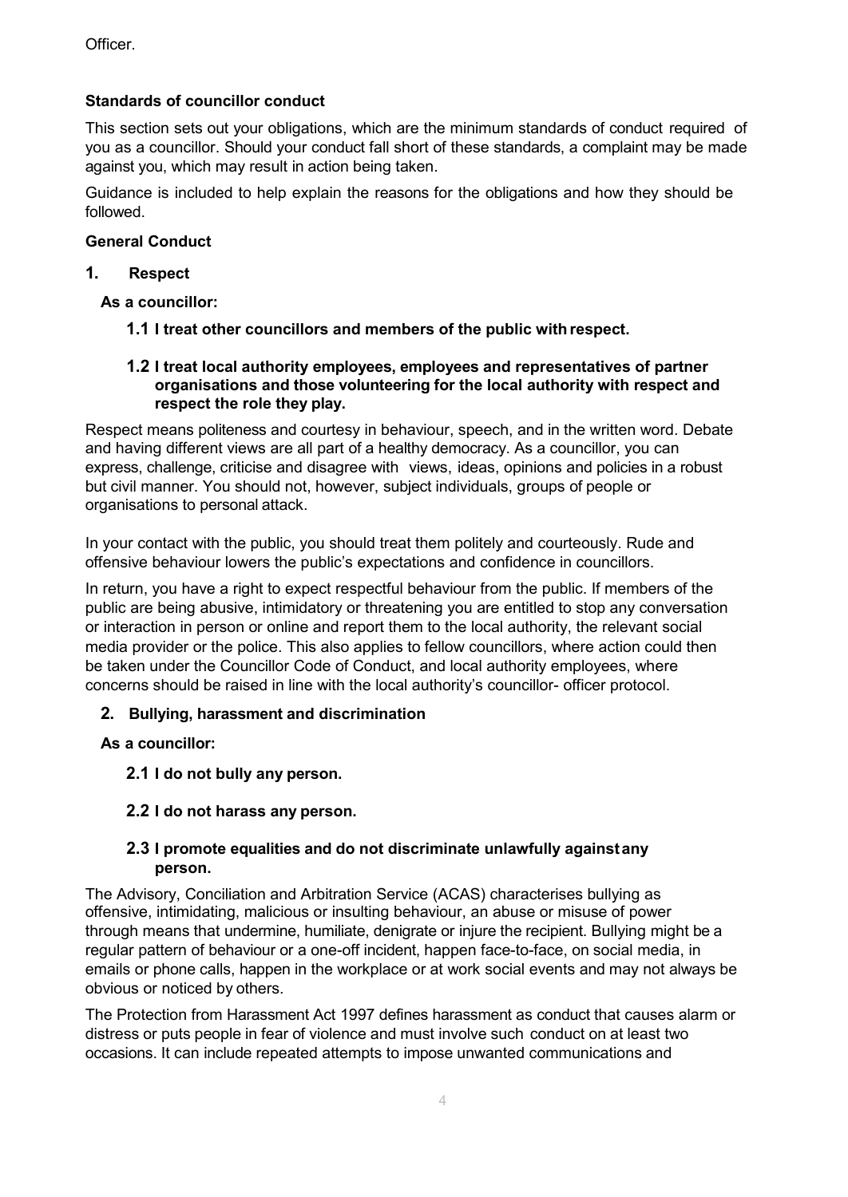Officer.

### Standards of councillor conduct

This section sets out your obligations, which are the minimum standards of conduct required of you as a councillor. Should your conduct fall short of these standards, a complaint may be made against you, which may result in action being taken.

Guidance is included to help explain the reasons for the obligations and how they should be followed.

### General Conduct

#### 1. Respect

**As a councillor:**

**1.1 I treat other councillors and members of the public with respect.**

**1.2 I treat local authority employees, employees and representatives of partner organisations and those volunteering for the local authority with respect and respect the role they play.**

Respect means politeness and courtesy in behaviour, speech, and in the written word. Debate and having different views are all part of a healthy democracy. As a councillor, you can express, challenge, criticise and disagree with views, ideas, opinions and policies in a robust but civil manner. You should not, however, subject individuals, groups of people or organisations to personal attack.

In your contact with the public, you should treat them politely and courteously. Rude and offensive behaviour lowers the public's expectations and confidence in councillors.

In return, you have a right to expect respectful behaviour from the public. If members of the public are being abusive, intimidatory or threatening you are entitled to stop any conversation or interaction in person or online and report them to the local authority, the relevant social media provider or the police. This also applies to fellow councillors, where action could then be taken under the Councillor Code of Conduct, and local authority employees, where concerns should be raised in line with the local authority's councillor- officer protocol.

#### 2. Bullying, harassment and discrimination

**As a councillor:**

**2.1 I do not bully any person.**

**2.2 I do not harass any person.**

**2.3 I promote equalities and do not discriminate unlawfully against any person.**

The Advisory, Conciliation and Arbitration Service (ACAS) characterises bullying as offensive, intimidating, malicious or insulting behaviour, an abuse or misuse of power through means that undermine, humiliate, denigrate or injure the recipient. Bullying might be a regular pattern of behaviour or a one-off incident, happen face-to-face, on social media, in emails or phone calls, happen in the workplace or at work social events and may not always be obvious or noticed by others.

The Protection from Harassment Act 1997 defines harassment as conduct that causes alarm or distress or puts people in fear of violence and must involve such conduct on at least two occasions. It can include repeated attempts to impose unwanted communications and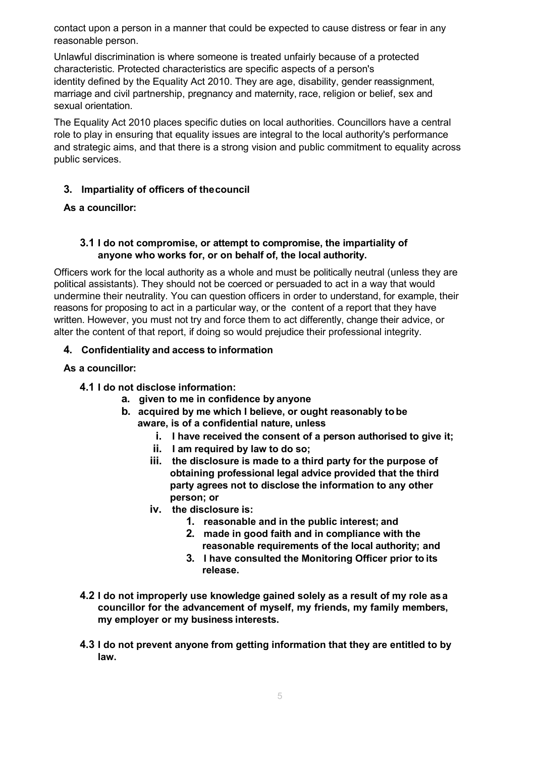contact upon a person in a manner that could be expected to cause distress or fear in any reasonable person.

Unlawful discrimination is where someone is treated unfairly because of a protected characteristic. Protected characteristics are specific aspects of a person's identity defined by the Equality Act 2010. They are age, disability, gender reassignment, marriage and civil partnership, pregnancy and maternity, race, religion or belief, sex and sexual orientation.

The Equality Act 2010 places specific duties on local authorities. Councillors have a central role to play in ensuring that equality issues are integral to the local authority's performance and strategic aims, and that there is a strong vision and public commitment to equality across public services.

## 3. Impartiality of officers of the council

**As a councillor:**

**3.1 I do not compromise, or attempt to compromise, the impartiality of anyone who works for, or on behalf of, the local authority.**

Officers work for the local authority as a whole and must be politically neutral (unless they are political assistants). They should not be coerced or persuaded to act in a way that would undermine their neutrality. You can question officers in order to understand, for example, their reasons for proposing to act in a particular way, or the content of a report that they have written. However, you must not try and force them to act differently, change their advice, or alter the content of that report, if doing so would prejudice their professional integrity.

## 4. Confidentiality and access to information

**As a councillor:**

**4.1 I do not disclose information:**

- **a. given to me in confidence by anyone**
- **b. acquired by me which I believe, or ought reasonably to be aware, is of a confidential nature, unless**
  - **i. I have received the consent of a person authorised to give it;**
  - **ii. I am required by law to do so;**
  - **iii. the disclosure is made to a third party for the purpose of obtaining professional legal advice provided that the third party agrees not to disclose the information to any other person; or**
  - **iv. the disclosure is:**
    1. **reasonable and in the public interest; and**
    2. **made in good faith and in compliance with the reasonable requirements of the local authority; and**
    3. **I have consulted the Monitoring Officer prior to its release.**

**4.2 I do not improperly use knowledge gained solely as a result of my role as a councillor for the advancement of myself, my friends, my family members, my employer or my business interests.**

**4.3 I do not prevent anyone from getting information that they are entitled to by law.**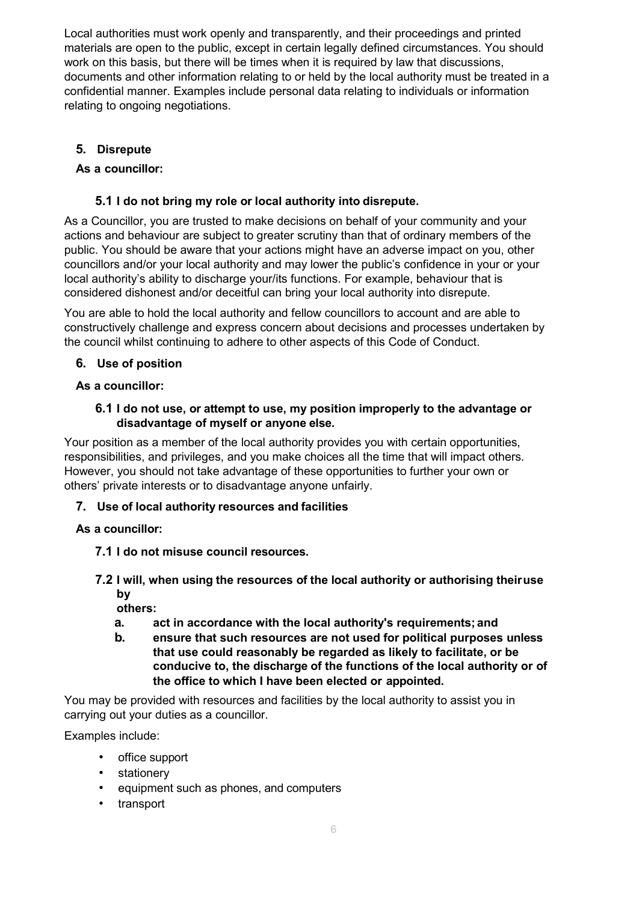Local authorities must work openly and transparently, and their proceedings and printed materials are open to the public, except in certain legally defined circumstances. You should work on this basis, but there will be times when it is required by law that discussions, documents and other information relating to or held by the local authority must be treated in a confidential manner. Examples include personal data relating to individuals or information relating to ongoing negotiations.

## 5. Disrepute

**As a councillor:**

### 5.1 I do not bring my role or local authority into disrepute.

As a Councillor, you are trusted to make decisions on behalf of your community and your actions and behaviour are subject to greater scrutiny than that of ordinary members of the public. You should be aware that your actions might have an adverse impact on you, other councillors and/or your local authority and may lower the public's confidence in your or your local authority's ability to discharge your/its functions. For example, behaviour that is considered dishonest and/or deceitful can bring your local authority into disrepute.

You are able to hold the local authority and fellow councillors to account and are able to constructively challenge and express concern about decisions and processes undertaken by the council whilst continuing to adhere to other aspects of this Code of Conduct.

## 6. Use of position

**As a councillor:**

### 6.1 I do not use, or attempt to use, my position improperly to the advantage or disadvantage of myself or anyone else.

Your position as a member of the local authority provides you with certain opportunities, responsibilities, and privileges, and you make choices all the time that will impact others. However, you should not take advantage of these opportunities to further your own or others' private interests or to disadvantage anyone unfairly.

## 7. Use of local authority resources and facilities

**As a councillor:**

### 7.1 I do not misuse council resources.

### 7.2 I will, when using the resources of the local authority or authorising their use by others:

**a. act in accordance with the local authority's requirements; and**

**b. ensure that such resources are not used for political purposes unless that use could reasonably be regarded as likely to facilitate, or be conducive to, the discharge of the functions of the local authority or of the office to which I have been elected or appointed.**

You may be provided with resources and facilities by the local authority to assist you in carrying out your duties as a councillor.

Examples include:

- office support
- stationery
- equipment such as phones, and computers
- transport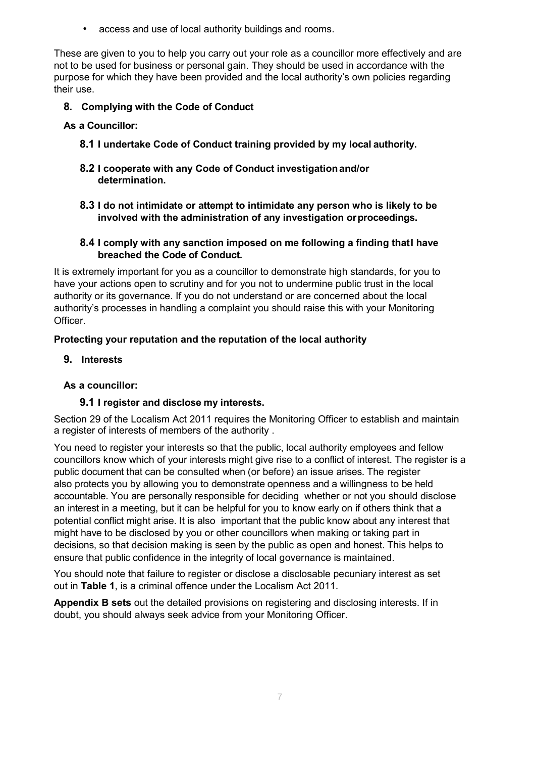- access and use of local authority buildings and rooms.

These are given to you to help you carry out your role as a councillor more effectively and are not to be used for business or personal gain. They should be used in accordance with the purpose for which they have been provided and the local authority's own policies regarding their use.

## 8. Complying with the Code of Conduct

**As a Councillor:**

**8.1 I undertake Code of Conduct training provided by my local authority.**

**8.2 I cooperate with any Code of Conduct investigation and/or determination.**

**8.3 I do not intimidate or attempt to intimidate any person who is likely to be involved with the administration of any investigation or proceedings.**

**8.4 I comply with any sanction imposed on me following a finding that I have breached the Code of Conduct.**

It is extremely important for you as a councillor to demonstrate high standards, for you to have your actions open to scrutiny and for you not to undermine public trust in the local authority or its governance. If you do not understand or are concerned about the local authority's processes in handling a complaint you should raise this with your Monitoring Officer.

**Protecting your reputation and the reputation of the local authority**

## 9. Interests

**As a councillor:**

**9.1 I register and disclose my interests.**

Section 29 of the Localism Act 2011 requires the Monitoring Officer to establish and maintain a register of interests of members of the authority .

You need to register your interests so that the public, local authority employees and fellow councillors know which of your interests might give rise to a conflict of interest. The register is a public document that can be consulted when (or before) an issue arises. The register also protects you by allowing you to demonstrate openness and a willingness to be held accountable. You are personally responsible for deciding whether or not you should disclose an interest in a meeting, but it can be helpful for you to know early on if others think that a potential conflict might arise. It is also important that the public know about any interest that might have to be disclosed by you or other councillors when making or taking part in decisions, so that decision making is seen by the public as open and honest. This helps to ensure that public confidence in the integrity of local governance is maintained.

You should note that failure to register or disclose a disclosable pecuniary interest as set out in **Table 1**, is a criminal offence under the Localism Act 2011.

**Appendix B sets** out the detailed provisions on registering and disclosing interests. If in doubt, you should always seek advice from your Monitoring Officer.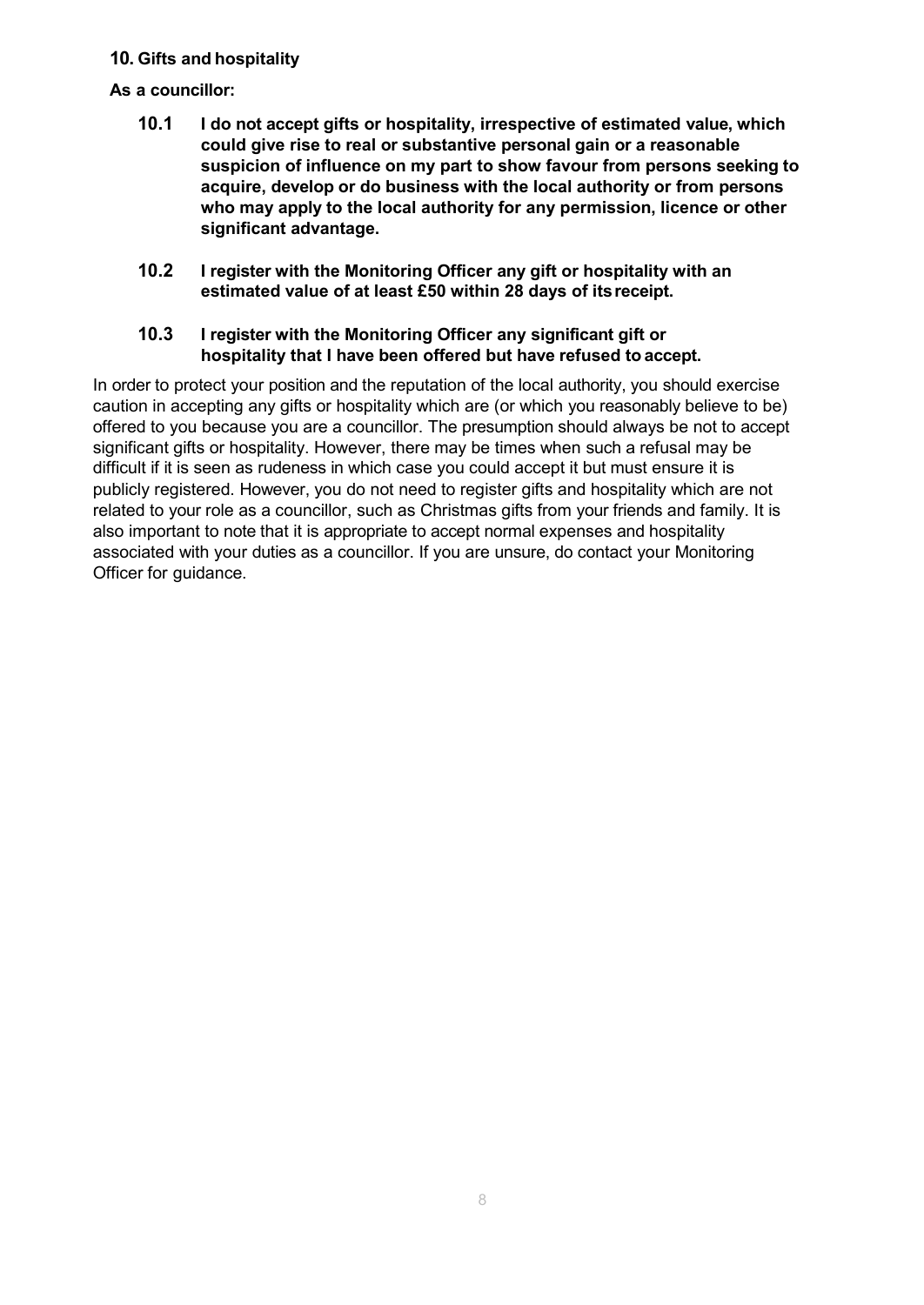### 10. Gifts and hospitality

**As a councillor:**

**10.1 I do not accept gifts or hospitality, irrespective of estimated value, which could give rise to real or substantive personal gain or a reasonable suspicion of influence on my part to show favour from persons seeking to acquire, develop or do business with the local authority or from persons who may apply to the local authority for any permission, licence or other significant advantage.**

**10.2 I register with the Monitoring Officer any gift or hospitality with an estimated value of at least £50 within 28 days of its receipt.**

**10.3 I register with the Monitoring Officer any significant gift or hospitality that I have been offered but have refused to accept.**

In order to protect your position and the reputation of the local authority, you should exercise caution in accepting any gifts or hospitality which are (or which you reasonably believe to be) offered to you because you are a councillor. The presumption should always be not to accept significant gifts or hospitality. However, there may be times when such a refusal may be difficult if it is seen as rudeness in which case you could accept it but must ensure it is publicly registered. However, you do not need to register gifts and hospitality which are not related to your role as a councillor, such as Christmas gifts from your friends and family. It is also important to note that it is appropriate to accept normal expenses and hospitality associated with your duties as a councillor. If you are unsure, do contact your Monitoring Officer for guidance.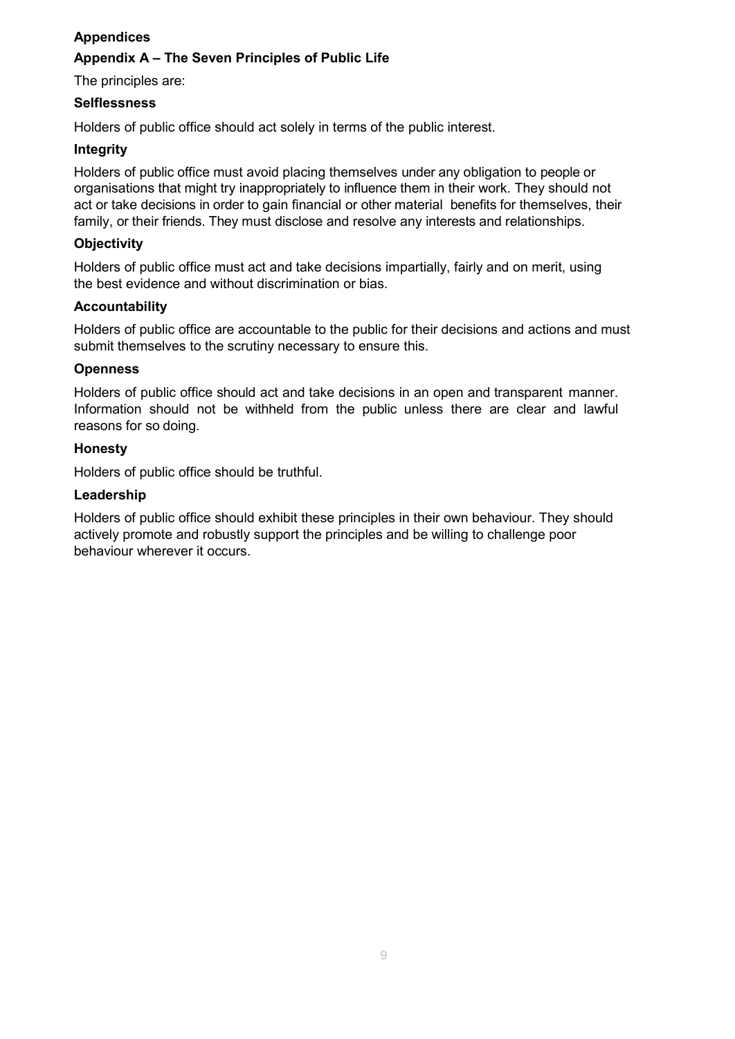## Appendices

### Appendix A – The Seven Principles of Public Life

The principles are:

**Selflessness**

Holders of public office should act solely in terms of the public interest.

**Integrity**

Holders of public office must avoid placing themselves under any obligation to people or organisations that might try inappropriately to influence them in their work. They should not act or take decisions in order to gain financial or other material benefits for themselves, their family, or their friends. They must disclose and resolve any interests and relationships.

**Objectivity**

Holders of public office must act and take decisions impartially, fairly and on merit, using the best evidence and without discrimination or bias.

**Accountability**

Holders of public office are accountable to the public for their decisions and actions and must submit themselves to the scrutiny necessary to ensure this.

**Openness**

Holders of public office should act and take decisions in an open and transparent manner. Information should not be withheld from the public unless there are clear and lawful reasons for so doing.

**Honesty**

Holders of public office should be truthful.

**Leadership**

Holders of public office should exhibit these principles in their own behaviour. They should actively promote and robustly support the principles and be willing to challenge poor behaviour wherever it occurs.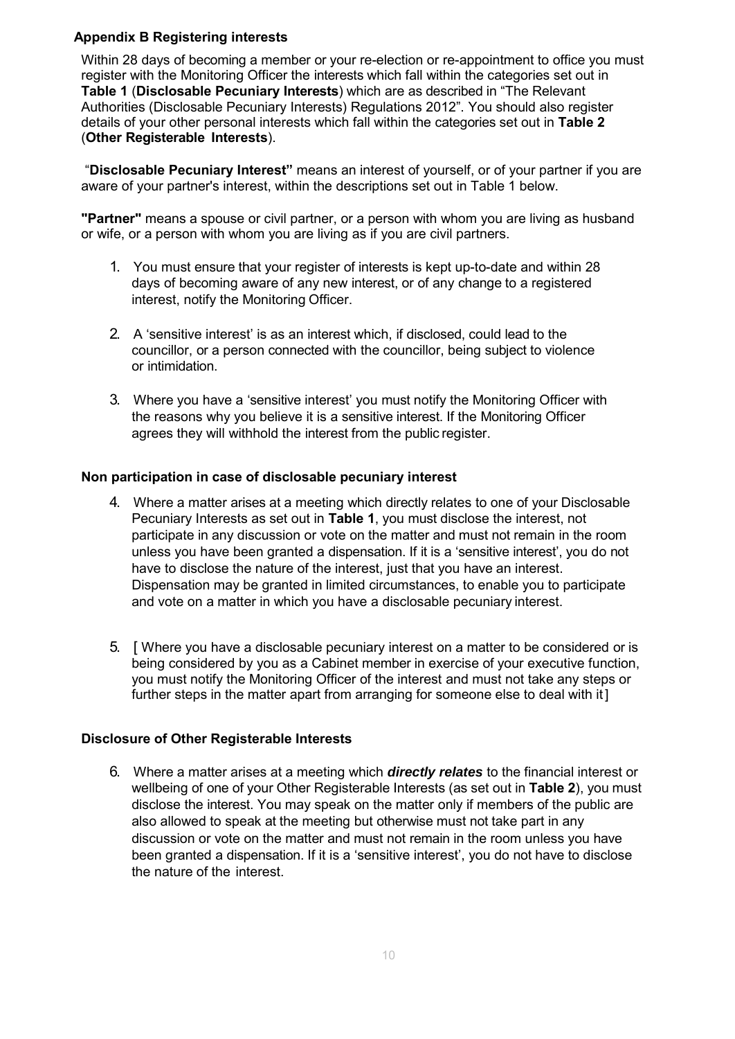## Appendix B Registering interests

Within 28 days of becoming a member or your re-election or re-appointment to office you must register with the Monitoring Officer the interests which fall within the categories set out in **Table 1** (**Disclosable Pecuniary Interests**) which are as described in "The Relevant Authorities (Disclosable Pecuniary Interests) Regulations 2012". You should also register details of your other personal interests which fall within the categories set out in **Table 2** (**Other Registerable Interests**).

"**Disclosable Pecuniary Interest"** means an interest of yourself, or of your partner if you are aware of your partner's interest, within the descriptions set out in Table 1 below.

**"Partner"** means a spouse or civil partner, or a person with whom you are living as husband or wife, or a person with whom you are living as if you are civil partners.

1. You must ensure that your register of interests is kept up-to-date and within 28 days of becoming aware of any new interest, or of any change to a registered interest, notify the Monitoring Officer.

2. A 'sensitive interest' is as an interest which, if disclosed, could lead to the councillor, or a person connected with the councillor, being subject to violence or intimidation.

3. Where you have a 'sensitive interest' you must notify the Monitoring Officer with the reasons why you believe it is a sensitive interest. If the Monitoring Officer agrees they will withhold the interest from the public register.

### Non participation in case of disclosable pecuniary interest

4. Where a matter arises at a meeting which directly relates to one of your Disclosable Pecuniary Interests as set out in **Table 1**, you must disclose the interest, not participate in any discussion or vote on the matter and must not remain in the room unless you have been granted a dispensation. If it is a 'sensitive interest', you do not have to disclose the nature of the interest, just that you have an interest. Dispensation may be granted in limited circumstances, to enable you to participate and vote on a matter in which you have a disclosable pecuniary interest.

5. [ Where you have a disclosable pecuniary interest on a matter to be considered or is being considered by you as a Cabinet member in exercise of your executive function, you must notify the Monitoring Officer of the interest and must not take any steps or further steps in the matter apart from arranging for someone else to deal with it ]

### Disclosure of Other Registerable Interests

6. Where a matter arises at a meeting which ***directly relates*** to the financial interest or wellbeing of one of your Other Registerable Interests (as set out in **Table 2**), you must disclose the interest. You may speak on the matter only if members of the public are also allowed to speak at the meeting but otherwise must not take part in any discussion or vote on the matter and must not remain in the room unless you have been granted a dispensation. If it is a 'sensitive interest', you do not have to disclose the nature of the interest.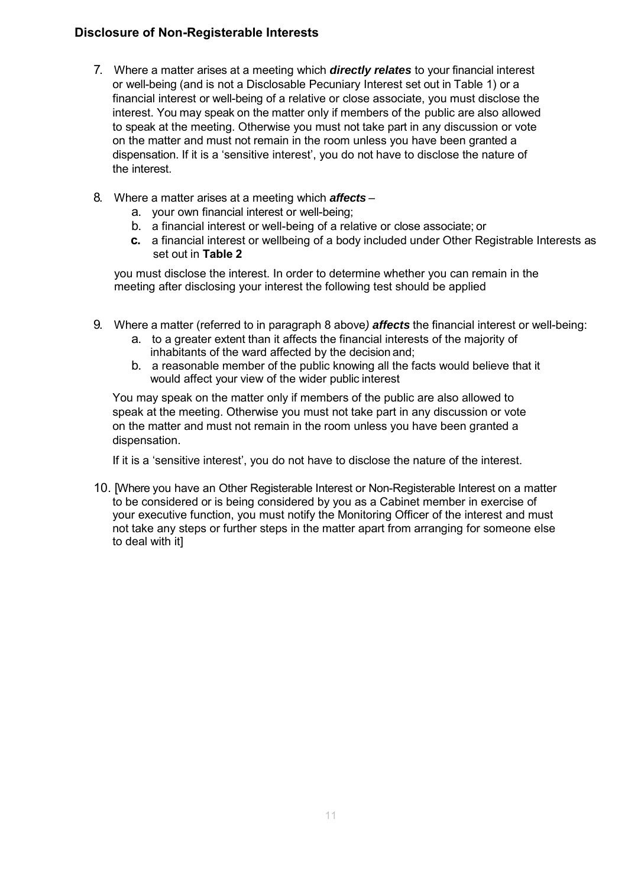## Disclosure of Non-Registerable Interests

7. Where a matter arises at a meeting which ***directly relates*** to your financial interest or well-being (and is not a Disclosable Pecuniary Interest set out in Table 1) or a financial interest or well-being of a relative or close associate, you must disclose the interest. You may speak on the matter only if members of the public are also allowed to speak at the meeting. Otherwise you must not take part in any discussion or vote on the matter and must not remain in the room unless you have been granted a dispensation. If it is a 'sensitive interest', you do not have to disclose the nature of the interest.

8. Where a matter arises at a meeting which ***affects*** –
   a. your own financial interest or well-being;
   b. a financial interest or well-being of a relative or close associate; or
   **c.** a financial interest or wellbeing of a body included under Other Registrable Interests as set out in **Table 2**

   you must disclose the interest. In order to determine whether you can remain in the meeting after disclosing your interest the following test should be applied

9. Where a matter (referred to in paragraph 8 above*)* ***affects*** the financial interest or well-being:
   a. to a greater extent than it affects the financial interests of the majority of inhabitants of the ward affected by the decision and;
   b. a reasonable member of the public knowing all the facts would believe that it would affect your view of the wider public interest

   You may speak on the matter only if members of the public are also allowed to speak at the meeting. Otherwise you must not take part in any discussion or vote on the matter and must not remain in the room unless you have been granted a dispensation.

   If it is a 'sensitive interest', you do not have to disclose the nature of the interest.

10. [Where you have an Other Registerable Interest or Non-Registerable Interest on a matter to be considered or is being considered by you as a Cabinet member in exercise of your executive function, you must notify the Monitoring Officer of the interest and must not take any steps or further steps in the matter apart from arranging for someone else to deal with it]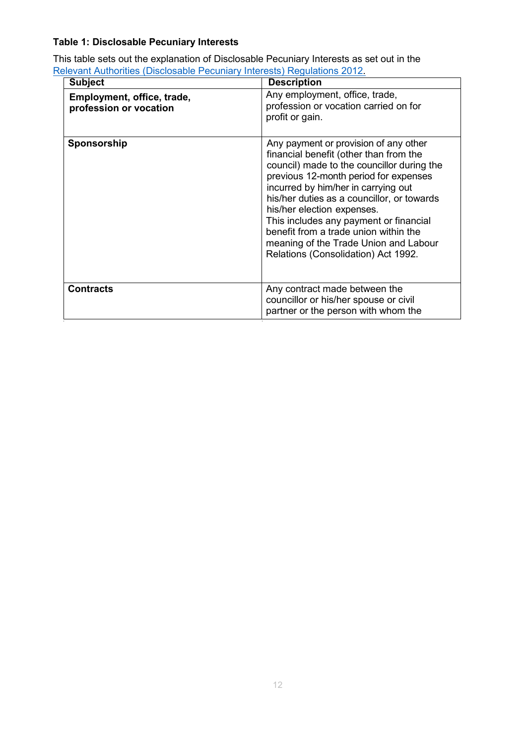**Table 1: Disclosable Pecuniary Interests**

This table sets out the explanation of Disclosable Pecuniary Interests as set out in the [Relevant Authorities (Disclosable Pecuniary Interests) Regulations 2012](#).

| Subject | Description |
|---|---|
| **Employment, office, trade, profession or vocation** | Any employment, office, trade, profession or vocation carried on for profit or gain. |
| **Sponsorship** | Any payment or provision of any other financial benefit (other than from the council) made to the councillor during the previous 12-month period for expenses incurred by him/her in carrying out his/her duties as a councillor, or towards his/her election expenses.<br>This includes any payment or financial benefit from a trade union within the meaning of the Trade Union and Labour Relations (Consolidation) Act 1992. |
| **Contracts** | Any contract made between the councillor or his/her spouse or civil partner or the person with whom the |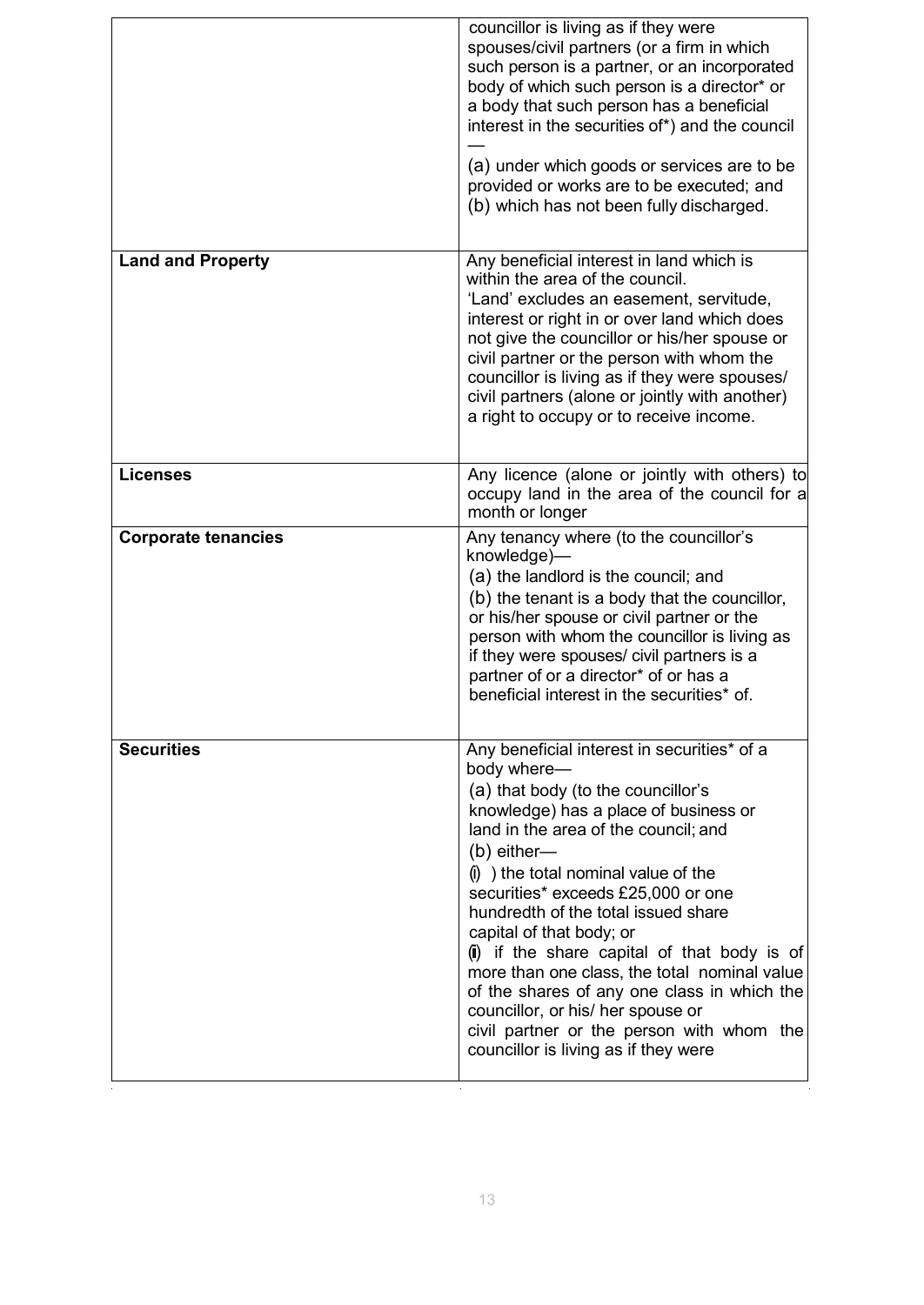| | |
|---|---|
| | councillor is living as if they were spouses/civil partners (or a firm in which such person is a partner, or an incorporated body of which such person is a director* or a body that such person has a beneficial interest in the securities of*) and the council —<br>(a) under which goods or services are to be provided or works are to be executed; and<br>(b) which has not been fully discharged. |
| **Land and Property** | Any beneficial interest in land which is within the area of the council.<br>'Land' excludes an easement, servitude, interest or right in or over land which does not give the councillor or his/her spouse or civil partner or the person with whom the councillor is living as if they were spouses/ civil partners (alone or jointly with another) a right to occupy or to receive income. |
| **Licenses** | Any licence (alone or jointly with others) to occupy land in the area of the council for a month or longer |
| **Corporate tenancies** | Any tenancy where (to the councillor's knowledge)—<br>(a) the landlord is the council; and<br>(b) the tenant is a body that the councillor, or his/her spouse or civil partner or the person with whom the councillor is living as if they were spouses/ civil partners is a partner of or a director* of or has a beneficial interest in the securities* of. |
| **Securities** | Any beneficial interest in securities* of a body where—<br>(a) that body (to the councillor's knowledge) has a place of business or land in the area of the council; and<br>(b) either—<br>(i) ) the total nominal value of the securities* exceeds £25,000 or one hundredth of the total issued share capital of that body; or<br>(ii) if the share capital of that body is of more than one class, the total nominal value of the shares of any one class in which the councillor, or his/ her spouse or civil partner or the person with whom the councillor is living as if they were |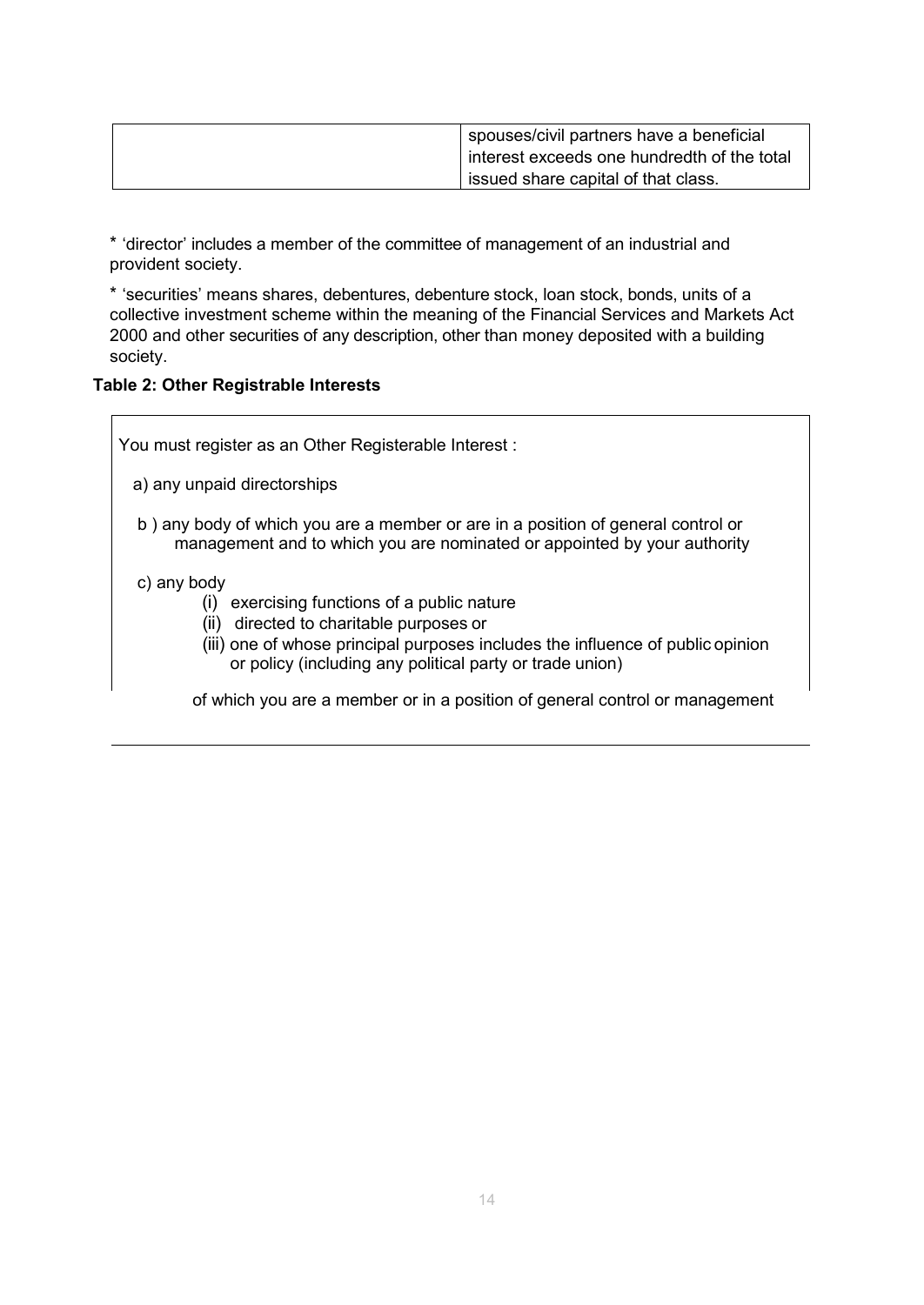| | |
|---|---|
| | spouses/civil partners have a beneficial interest exceeds one hundredth of the total issued share capital of that class. |

\* 'director' includes a member of the committee of management of an industrial and provident society.

\* 'securities' means shares, debentures, debenture stock, loan stock, bonds, units of a collective investment scheme within the meaning of the Financial Services and Markets Act 2000 and other securities of any description, other than money deposited with a building society.

**Table 2: Other Registrable Interests**

You must register as an Other Registerable Interest :

a) any unpaid directorships

b ) any body of which you are a member or are in a position of general control or management and to which you are nominated or appointed by your authority

c) any body
  (i) exercising functions of a public nature
  (ii) directed to charitable purposes or
  (iii) one of whose principal purposes includes the influence of public opinion or policy (including any political party or trade union)

of which you are a member or in a position of general control or management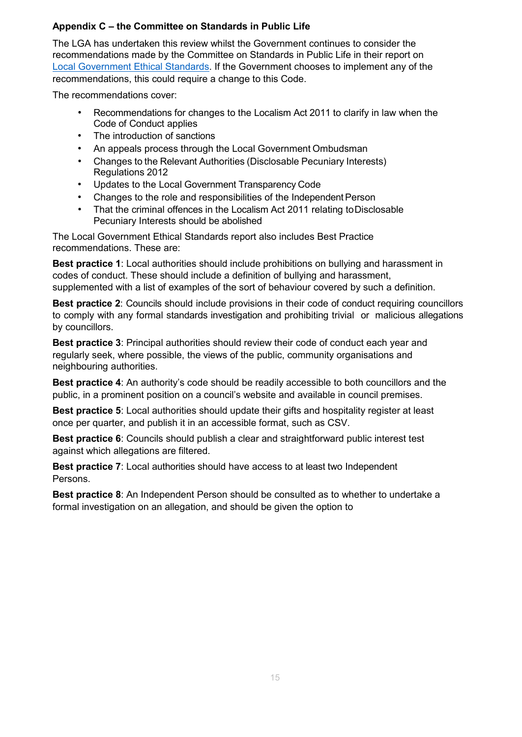### Appendix C – the Committee on Standards in Public Life

The LGA has undertaken this review whilst the Government continues to consider the recommendations made by the Committee on Standards in Public Life in their report on [Local Government Ethical Standards](). If the Government chooses to implement any of the recommendations, this could require a change to this Code.

The recommendations cover:

- Recommendations for changes to the Localism Act 2011 to clarify in law when the Code of Conduct applies
- The introduction of sanctions
- An appeals process through the Local Government Ombudsman
- Changes to the Relevant Authorities (Disclosable Pecuniary Interests) Regulations 2012
- Updates to the Local Government Transparency Code
- Changes to the role and responsibilities of the Independent Person
- That the criminal offences in the Localism Act 2011 relating to Disclosable Pecuniary Interests should be abolished

The Local Government Ethical Standards report also includes Best Practice recommendations. These are:

**Best practice 1**: Local authorities should include prohibitions on bullying and harassment in codes of conduct. These should include a definition of bullying and harassment, supplemented with a list of examples of the sort of behaviour covered by such a definition.

**Best practice 2**: Councils should include provisions in their code of conduct requiring councillors to comply with any formal standards investigation and prohibiting trivial or malicious allegations by councillors.

**Best practice 3**: Principal authorities should review their code of conduct each year and regularly seek, where possible, the views of the public, community organisations and neighbouring authorities.

**Best practice 4**: An authority's code should be readily accessible to both councillors and the public, in a prominent position on a council's website and available in council premises.

**Best practice 5**: Local authorities should update their gifts and hospitality register at least once per quarter, and publish it in an accessible format, such as CSV.

**Best practice 6**: Councils should publish a clear and straightforward public interest test against which allegations are filtered.

**Best practice 7**: Local authorities should have access to at least two Independent Persons.

**Best practice 8**: An Independent Person should be consulted as to whether to undertake a formal investigation on an allegation, and should be given the option to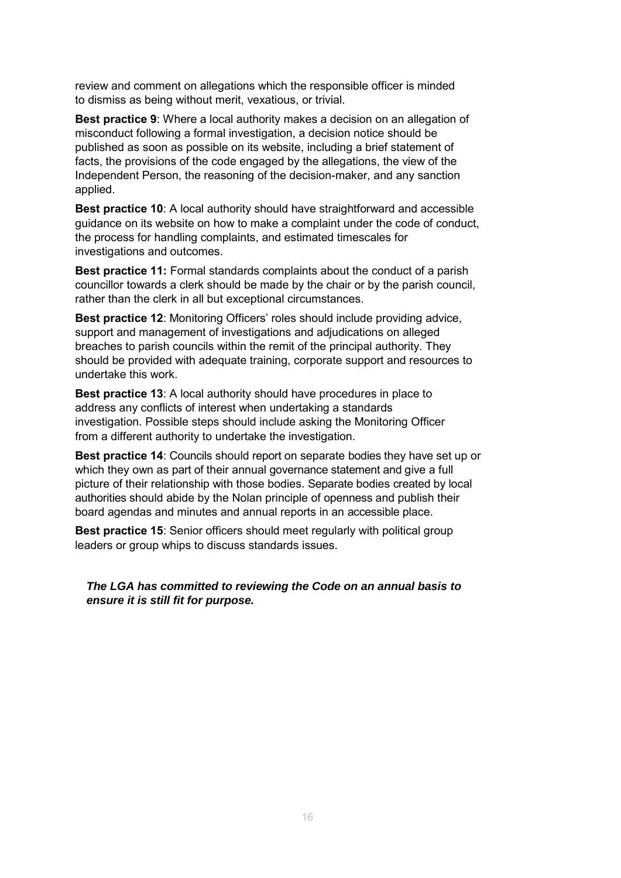review and comment on allegations which the responsible officer is minded to dismiss as being without merit, vexatious, or trivial.

**Best practice 9**: Where a local authority makes a decision on an allegation of misconduct following a formal investigation, a decision notice should be published as soon as possible on its website, including a brief statement of facts, the provisions of the code engaged by the allegations, the view of the Independent Person, the reasoning of the decision-maker, and any sanction applied.

**Best practice 10**: A local authority should have straightforward and accessible guidance on its website on how to make a complaint under the code of conduct, the process for handling complaints, and estimated timescales for investigations and outcomes.

**Best practice 11:** Formal standards complaints about the conduct of a parish councillor towards a clerk should be made by the chair or by the parish council, rather than the clerk in all but exceptional circumstances.

**Best practice 12**: Monitoring Officers' roles should include providing advice, support and management of investigations and adjudications on alleged breaches to parish councils within the remit of the principal authority. They should be provided with adequate training, corporate support and resources to undertake this work.

**Best practice 13**: A local authority should have procedures in place to address any conflicts of interest when undertaking a standards investigation. Possible steps should include asking the Monitoring Officer from a different authority to undertake the investigation.

**Best practice 14**: Councils should report on separate bodies they have set up or which they own as part of their annual governance statement and give a full picture of their relationship with those bodies. Separate bodies created by local authorities should abide by the Nolan principle of openness and publish their board agendas and minutes and annual reports in an accessible place.

**Best practice 15**: Senior officers should meet regularly with political group leaders or group whips to discuss standards issues.

***The LGA has committed to reviewing the Code on an annual basis to ensure it is still fit for purpose.***